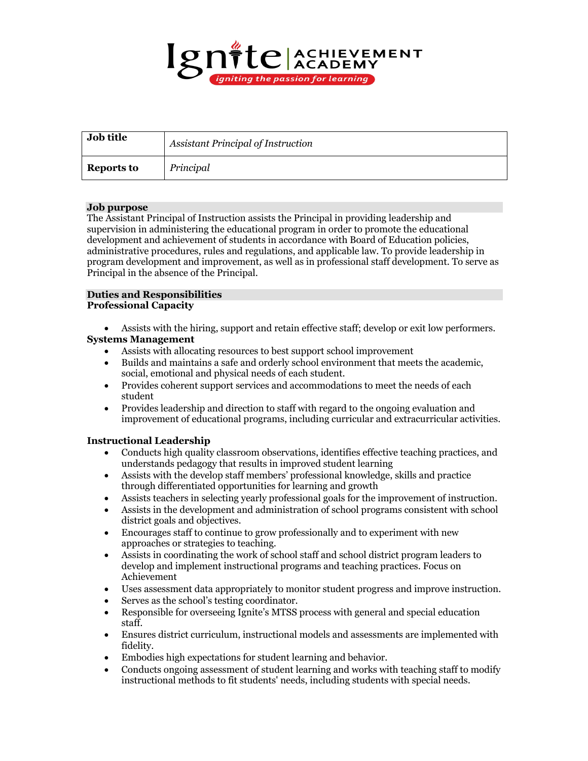| Job title | *Assistant Principal of Instruction* |
|---|---|
| **Reports to** | *Principal* |

## Job purpose

The Assistant Principal of Instruction assists the Principal in providing leadership and supervision in administering the educational program in order to promote the educational development and achievement of students in accordance with Board of Education policies, administrative procedures, rules and regulations, and applicable law. To provide leadership in program development and improvement, as well as in professional staff development. To serve as Principal in the absence of the Principal.

## Duties and Responsibilities

### Professional Capacity

- Assists with the hiring, support and retain effective staff; develop or exit low performers.

### Systems Management

- Assists with allocating resources to best support school improvement
- Builds and maintains a safe and orderly school environment that meets the academic, social, emotional and physical needs of each student.
- Provides coherent support services and accommodations to meet the needs of each student
- Provides leadership and direction to staff with regard to the ongoing evaluation and improvement of educational programs, including curricular and extracurricular activities.

### Instructional Leadership

- Conducts high quality classroom observations, identifies effective teaching practices, and understands pedagogy that results in improved student learning
- Assists with the develop staff members' professional knowledge, skills and practice through differentiated opportunities for learning and growth
- Assists teachers in selecting yearly professional goals for the improvement of instruction.
- Assists in the development and administration of school programs consistent with school district goals and objectives.
- Encourages staff to continue to grow professionally and to experiment with new approaches or strategies to teaching.
- Assists in coordinating the work of school staff and school district program leaders to develop and implement instructional programs and teaching practices. Focus on Achievement
- Uses assessment data appropriately to monitor student progress and improve instruction.
- Serves as the school's testing coordinator.
- Responsible for overseeing Ignite's MTSS process with general and special education staff.
- Ensures district curriculum, instructional models and assessments are implemented with fidelity.
- Embodies high expectations for student learning and behavior.
- Conducts ongoing assessment of student learning and works with teaching staff to modify instructional methods to fit students' needs, including students with special needs.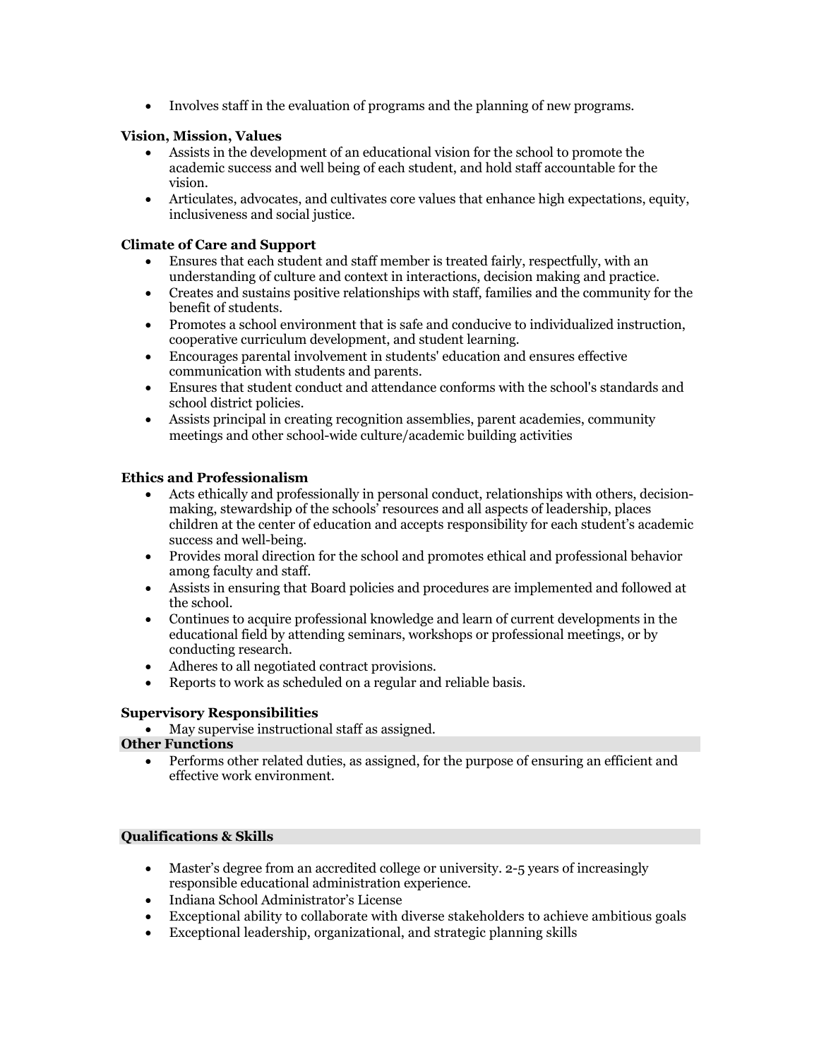- Involves staff in the evaluation of programs and the planning of new programs.

**Vision, Mission, Values**

- Assists in the development of an educational vision for the school to promote the academic success and well being of each student, and hold staff accountable for the vision.
- Articulates, advocates, and cultivates core values that enhance high expectations, equity, inclusiveness and social justice.

**Climate of Care and Support**

- Ensures that each student and staff member is treated fairly, respectfully, with an understanding of culture and context in interactions, decision making and practice.
- Creates and sustains positive relationships with staff, families and the community for the benefit of students.
- Promotes a school environment that is safe and conducive to individualized instruction, cooperative curriculum development, and student learning.
- Encourages parental involvement in students' education and ensures effective communication with students and parents.
- Ensures that student conduct and attendance conforms with the school's standards and school district policies.
- Assists principal in creating recognition assemblies, parent academies, community meetings and other school-wide culture/academic building activities

**Ethics and Professionalism**

- Acts ethically and professionally in personal conduct, relationships with others, decision-making, stewardship of the schools' resources and all aspects of leadership, places children at the center of education and accepts responsibility for each student's academic success and well-being.
- Provides moral direction for the school and promotes ethical and professional behavior among faculty and staff.
- Assists in ensuring that Board policies and procedures are implemented and followed at the school.
- Continues to acquire professional knowledge and learn of current developments in the educational field by attending seminars, workshops or professional meetings, or by conducting research.
- Adheres to all negotiated contract provisions.
- Reports to work as scheduled on a regular and reliable basis.

**Supervisory Responsibilities**

- May supervise instructional staff as assigned.

**Other Functions**

- Performs other related duties, as assigned, for the purpose of ensuring an efficient and effective work environment.

**Qualifications & Skills**

- Master's degree from an accredited college or university. 2-5 years of increasingly responsible educational administration experience.
- Indiana School Administrator's License
- Exceptional ability to collaborate with diverse stakeholders to achieve ambitious goals
- Exceptional leadership, organizational, and strategic planning skills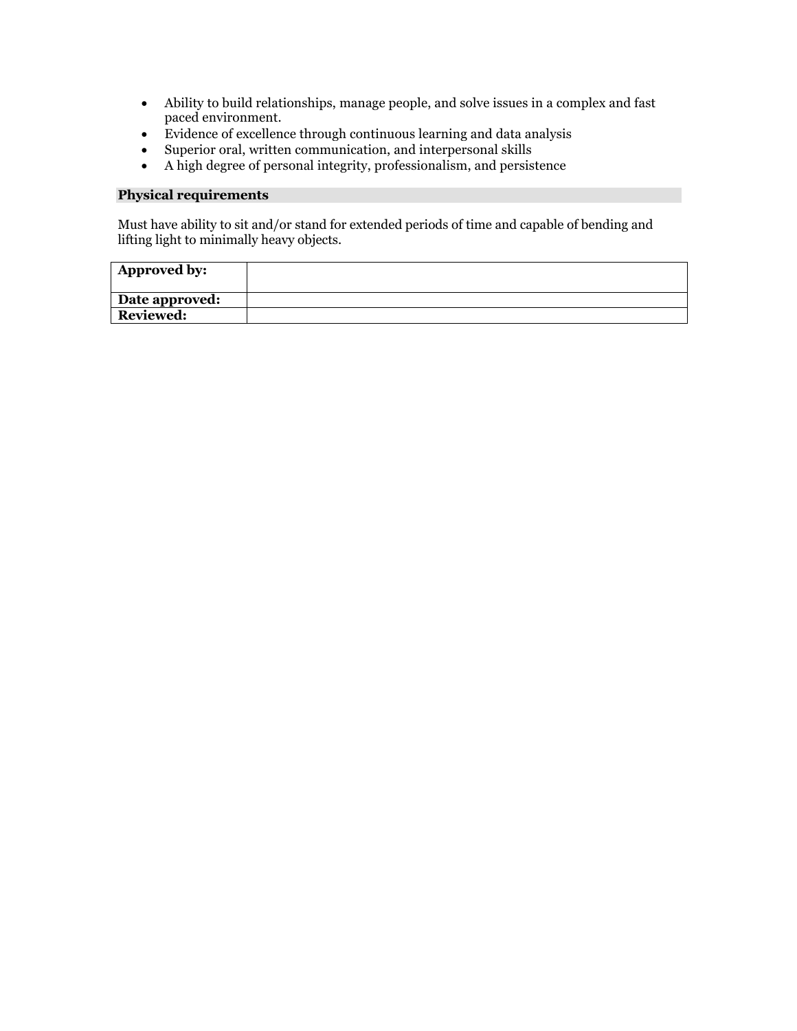- Ability to build relationships, manage people, and solve issues in a complex and fast paced environment.
- Evidence of excellence through continuous learning and data analysis
- Superior oral, written communication, and interpersonal skills
- A high degree of personal integrity, professionalism, and persistence

## Physical requirements

Must have ability to sit and/or stand for extended periods of time and capable of bending and lifting light to minimally heavy objects.

| | |
|---|---|
| **Approved by:** | |
| **Date approved:** | |
| **Reviewed:** | |